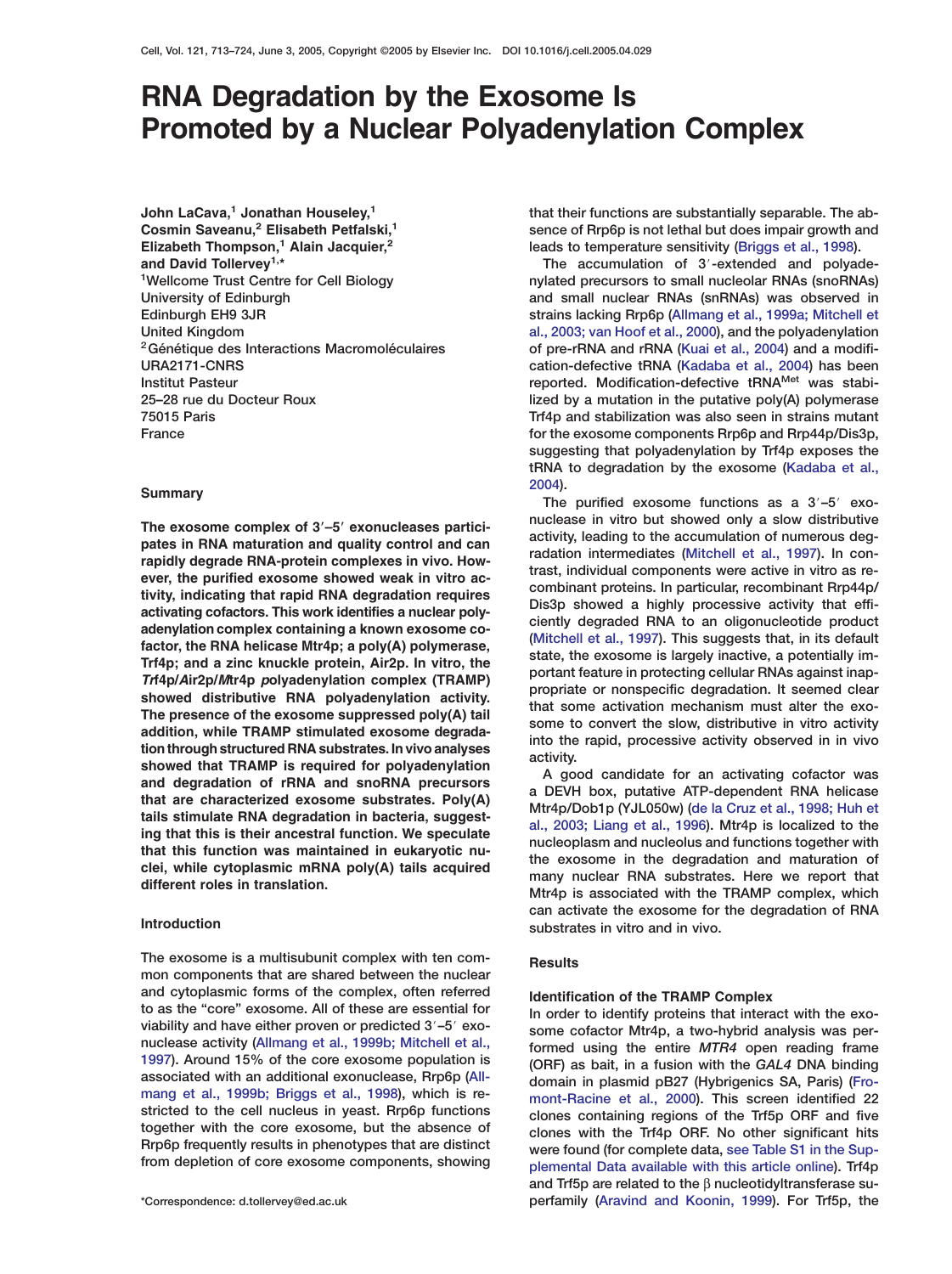# RNA Degradation by the Exosome Is Promoted by a Nuclear Polyadenylation Complex

**John LaCava,[1] Jonathan Houseley,[1] Cosmin Saveanu,[2] Elisabeth Petfalski,[1] Elizabeth Thompson,[1] Alain Jacquier,[2] and David Tollervey[1,*]**

[1]Wellcome Trust Centre for Cell Biology
University of Edinburgh
Edinburgh EH9 3JR
United Kingdom

[2]Génétique des Interactions Macromoléculaires
URA2171-CNRS
Institut Pasteur
25–28 rue du Docteur Roux
75015 Paris
France

*Correspondence: d.tollervey@ed.ac.uk

## Summary

**The exosome complex of 3′–5′ exonucleases participates in RNA maturation and quality control and can rapidly degrade RNA-protein complexes in vivo. However, the purified exosome showed weak in vitro activity, indicating that rapid RNA degradation requires activating cofactors. This work identifies a nuclear polyadenylation complex containing a known exosome cofactor, the RNA helicase Mtr4p; a poly(A) polymerase, Trf4p; and a zinc knuckle protein, Air2p. In vitro, the *Tr*f4p/*A*ir2p/*M*tr4p *p*olyadenylation complex (TRAMP) showed distributive RNA polyadenylation activity. The presence of the exosome suppressed poly(A) tail addition, while TRAMP stimulated exosome degradation through structured RNA substrates. In vivo analyses showed that TRAMP is required for polyadenylation and degradation of rRNA and snoRNA precursors that are characterized exosome substrates. Poly(A) tails stimulate RNA degradation in bacteria, suggesting that this is their ancestral function. We speculate that this function was maintained in eukaryotic nuclei, while cytoplasmic mRNA poly(A) tails acquired different roles in translation.**

## Introduction

The exosome is a multisubunit complex with ten common components that are shared between the nuclear and cytoplasmic forms of the complex, often referred to as the "core" exosome. All of these are essential for viability and have either proven or predicted 3′–5′ exonuclease activity (Allmang et al., 1999b; Mitchell et al., 1997). Around 15% of the core exosome population is associated with an additional exonuclease, Rrp6p (Allmang et al., 1999b; Briggs et al., 1998), which is restricted to the cell nucleus in yeast. Rrp6p functions together with the core exosome, but the absence of Rrp6p frequently results in phenotypes that are distinct from depletion of core exosome components, showing that their functions are substantially separable. The absence of Rrp6p is not lethal but does impair growth and leads to temperature sensitivity (Briggs et al., 1998).

The accumulation of 3′-extended and polyadenylated precursors to small nucleolar RNAs (snoRNAs) and small nuclear RNAs (snRNAs) was observed in strains lacking Rrp6p (Allmang et al., 1999a; Mitchell et al., 2003; van Hoof et al., 2000), and the polyadenylation of pre-rRNA and rRNA (Kuai et al., 2004) and a modification-defective tRNA (Kadaba et al., 2004) has been reported. Modification-defective tRNA$^{Met}$ was stabilized by a mutation in the putative poly(A) polymerase Trf4p and stabilization was also seen in strains mutant for the exosome components Rrp6p and Rrp44p/Dis3p, suggesting that polyadenylation by Trf4p exposes the tRNA to degradation by the exosome (Kadaba et al., 2004).

The purified exosome functions as a 3′–5′ exonuclease in vitro but showed only a slow distributive activity, leading to the accumulation of numerous degradation intermediates (Mitchell et al., 1997). In contrast, individual components were active in vitro as recombinant proteins. In particular, recombinant Rrp44p/Dis3p showed a highly processive activity that efficiently degraded RNA to an oligonucleotide product (Mitchell et al., 1997). This suggests that, in its default state, the exosome is largely inactive, a potentially important feature in protecting cellular RNAs against inappropriate or nonspecific degradation. It seemed clear that some activation mechanism must alter the exosome to convert the slow, distributive in vitro activity into the rapid, processive activity observed in in vivo activity.

A good candidate for an activating cofactor was a DEVH box, putative ATP-dependent RNA helicase Mtr4p/Dob1p (YJL050w) (de la Cruz et al., 1998; Huh et al., 2003; Liang et al., 1996). Mtr4p is localized to the nucleoplasm and nucleolus and functions together with the exosome in the degradation and maturation of many nuclear RNA substrates. Here we report that Mtr4p is associated with the TRAMP complex, which can activate the exosome for the degradation of RNA substrates in vitro and in vivo.

## Results

### Identification of the TRAMP Complex

In order to identify proteins that interact with the exosome cofactor Mtr4p, a two-hybrid analysis was performed using the entire *MTR4* open reading frame (ORF) as bait, in a fusion with the *GAL4* DNA binding domain in plasmid pB27 (Hybrigenics SA, Paris) (Fromont-Racine et al., 2000). This screen identified 22 clones containing regions of the Trf5p ORF and five clones with the Trf4p ORF. No other significant hits were found (for complete data, see Table S1 in the Supplemental Data available with this article online). Trf4p and Trf5p are related to the β nucleotidyltransferase superfamily (Aravind and Koonin, 1999). For Trf5p, the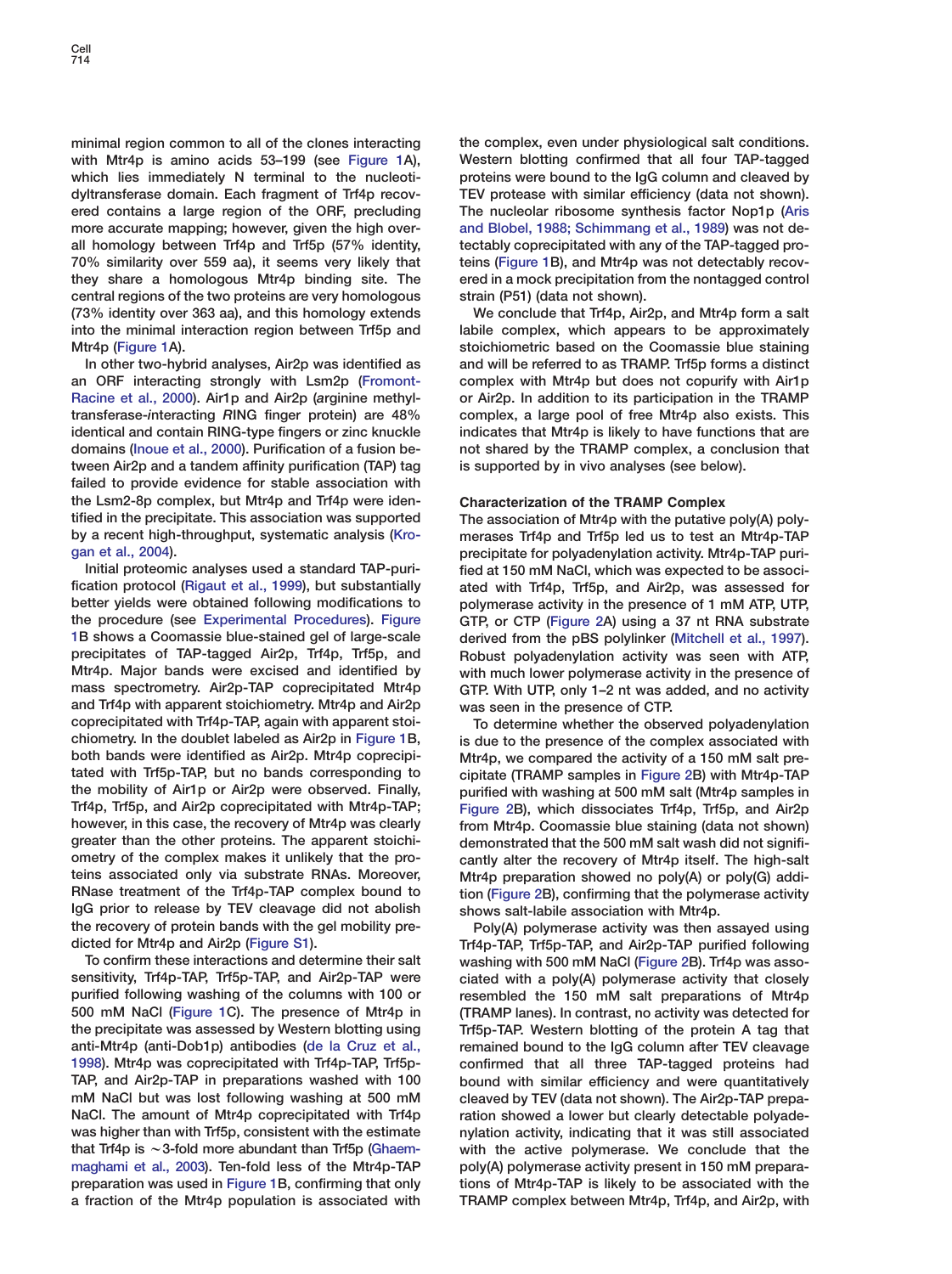minimal region common to all of the clones interacting with Mtr4p is amino acids 53–199 (see Figure 1A), which lies immediately N terminal to the nucleotidyltransferase domain. Each fragment of Trf4p recovered contains a large region of the ORF, precluding more accurate mapping; however, given the high overall homology between Trf4p and Trf5p (57% identity, 70% similarity over 559 aa), it seems very likely that they share a homologous Mtr4p binding site. The central regions of the two proteins are very homologous (73% identity over 363 aa), and this homology extends into the minimal interaction region between Trf5p and Mtr4p (Figure 1A).

In other two-hybrid analyses, Air2p was identified as an ORF interacting strongly with Lsm2p (Fromont-Racine et al., 2000). Air1p and Air2p (arginine methyltransferase-*i*nteracting *R*ING finger protein) are 48% identical and contain RING-type fingers or zinc knuckle domains (Inoue et al., 2000). Purification of a fusion between Air2p and a tandem affinity purification (TAP) tag failed to provide evidence for stable association with the Lsm2-8p complex, but Mtr4p and Trf4p were identified in the precipitate. This association was supported by a recent high-throughput, systematic analysis (Krogan et al., 2004).

Initial proteomic analyses used a standard TAP-purification protocol (Rigaut et al., 1999), but substantially better yields were obtained following modifications to the procedure (see Experimental Procedures). Figure 1B shows a Coomassie blue-stained gel of large-scale precipitates of TAP-tagged Air2p, Trf4p, Trf5p, and Mtr4p. Major bands were excised and identified by mass spectrometry. Air2p-TAP coprecipitated Mtr4p and Trf4p with apparent stoichiometry. Mtr4p and Air2p coprecipitated with Trf4p-TAP, again with apparent stoichiometry. In the doublet labeled as Air2p in Figure 1B, both bands were identified as Air2p. Mtr4p coprecipitated with Trf5p-TAP, but no bands corresponding to the mobility of Air1p or Air2p were observed. Finally, Trf4p, Trf5p, and Air2p coprecipitated with Mtr4p-TAP; however, in this case, the recovery of Mtr4p was clearly greater than the other proteins. The apparent stoichiometry of the complex makes it unlikely that the proteins associated only via substrate RNAs. Moreover, RNase treatment of the Trf4p-TAP complex bound to IgG prior to release by TEV cleavage did not abolish the recovery of protein bands with the gel mobility predicted for Mtr4p and Air2p (Figure S1).

To confirm these interactions and determine their salt sensitivity, Trf4p-TAP, Trf5p-TAP, and Air2p-TAP were purified following washing of the columns with 100 or 500 mM NaCl (Figure 1C). The presence of Mtr4p in the precipitate was assessed by Western blotting using anti-Mtr4p (anti-Dob1p) antibodies (de la Cruz et al., 1998). Mtr4p was coprecipitated with Trf4p-TAP, Trf5p-TAP, and Air2p-TAP in preparations washed with 100 mM NaCl but was lost following washing at 500 mM NaCl. The amount of Mtr4p coprecipitated with Trf4p was higher than with Trf5p, consistent with the estimate that Trf4p is ∼3-fold more abundant than Trf5p (Ghaemmaghami et al., 2003). Ten-fold less of the Mtr4p-TAP preparation was used in Figure 1B, confirming that only a fraction of the Mtr4p population is associated with the complex, even under physiological salt conditions. Western blotting confirmed that all four TAP-tagged proteins were bound to the IgG column and cleaved by TEV protease with similar efficiency (data not shown). The nucleolar ribosome synthesis factor Nop1p (Aris and Blobel, 1988; Schimmang et al., 1989) was not detectably coprecipitated with any of the TAP-tagged proteins (Figure 1B), and Mtr4p was not detectably recovered in a mock precipitation from the nontagged control strain (P51) (data not shown).

We conclude that Trf4p, Air2p, and Mtr4p form a salt labile complex, which appears to be approximately stoichiometric based on the Coomassie blue staining and will be referred to as TRAMP. Trf5p forms a distinct complex with Mtr4p but does not copurify with Air1p or Air2p. In addition to its participation in the TRAMP complex, a large pool of free Mtr4p also exists. This indicates that Mtr4p is likely to have functions that are not shared by the TRAMP complex, a conclusion that is supported by in vivo analyses (see below).

### Characterization of the TRAMP Complex

The association of Mtr4p with the putative poly(A) polymerases Trf4p and Trf5p led us to test an Mtr4p-TAP precipitate for polyadenylation activity. Mtr4p-TAP purified at 150 mM NaCl, which was expected to be associated with Trf4p, Trf5p, and Air2p, was assessed for polymerase activity in the presence of 1 mM ATP, UTP, GTP, or CTP (Figure 2A) using a 37 nt RNA substrate derived from the pBS polylinker (Mitchell et al., 1997). Robust polyadenylation activity was seen with ATP, with much lower polymerase activity in the presence of GTP. With UTP, only 1–2 nt was added, and no activity was seen in the presence of CTP.

To determine whether the observed polyadenylation is due to the presence of the complex associated with Mtr4p, we compared the activity of a 150 mM salt precipitate (TRAMP samples in Figure 2B) with Mtr4p-TAP purified with washing at 500 mM salt (Mtr4p samples in Figure 2B), which dissociates Trf4p, Trf5p, and Air2p from Mtr4p. Coomassie blue staining (data not shown) demonstrated that the 500 mM salt wash did not significantly alter the recovery of Mtr4p itself. The high-salt Mtr4p preparation showed no poly(A) or poly(G) addition (Figure 2B), confirming that the polymerase activity shows salt-labile association with Mtr4p.

Poly(A) polymerase activity was then assayed using Trf4p-TAP, Trf5p-TAP, and Air2p-TAP purified following washing with 500 mM NaCl (Figure 2B). Trf4p was associated with a poly(A) polymerase activity that closely resembled the 150 mM salt preparations of Mtr4p (TRAMP lanes). In contrast, no activity was detected for Trf5p-TAP. Western blotting of the protein A tag that remained bound to the IgG column after TEV cleavage confirmed that all three TAP-tagged proteins had bound with similar efficiency and were quantitatively cleaved by TEV (data not shown). The Air2p-TAP preparation showed a lower but clearly detectable polyadenylation activity, indicating that it was still associated with the active polymerase. We conclude that the poly(A) polymerase activity present in 150 mM preparations of Mtr4p-TAP is likely to be associated with the TRAMP complex between Mtr4p, Trf4p, and Air2p, with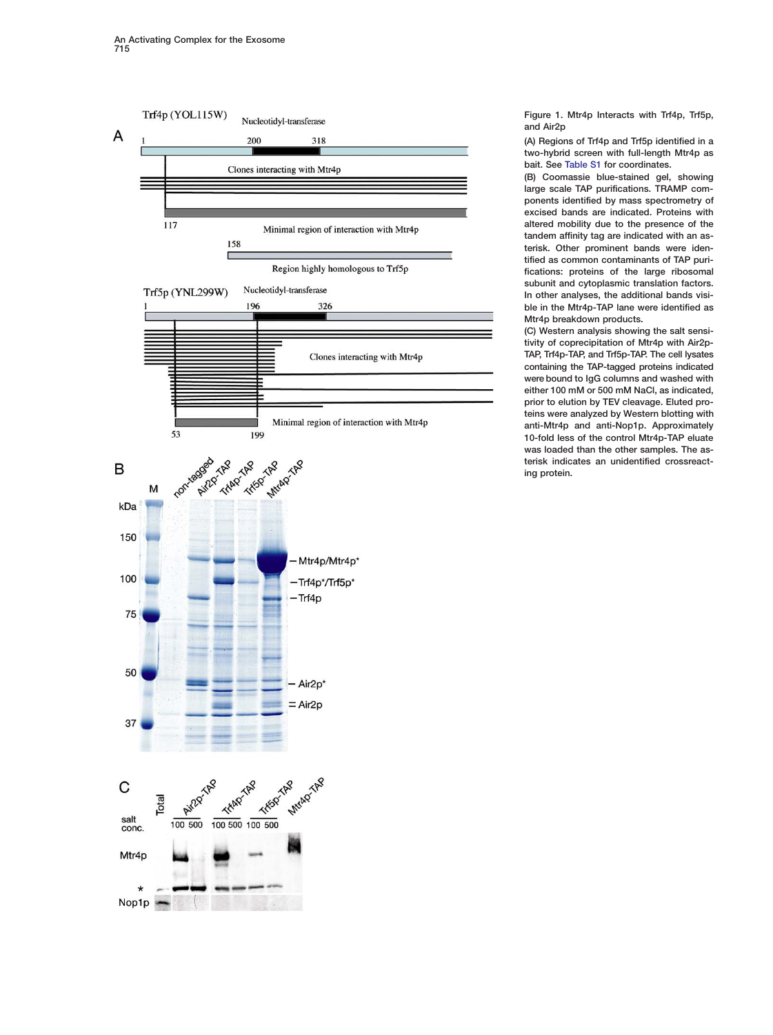Figure 1. Mtr4p Interacts with Trf4p, Trf5p, and Air2p

(A) Regions of Trf4p and Trf5p identified in a two-hybrid screen with full-length Mtr4p as bait. See Table S1 for coordinates.

(B) Coomassie blue-stained gel, showing large scale TAP purifications. TRAMP components identified by mass spectrometry of excised bands are indicated. Proteins with altered mobility due to the presence of the tandem affinity tag are indicated with an asterisk. Other prominent bands were identified as common contaminants of TAP purifications: proteins of the large ribosomal subunit and cytoplasmic translation factors. In other analyses, the additional bands visible in the Mtr4p-TAP lane were identified as Mtr4p breakdown products.

(C) Western analysis showing the salt sensitivity of coprecipitation of Mtr4p with Air2p-TAP, Trf4p-TAP, and Trf5p-TAP. The cell lysates containing the TAP-tagged proteins indicated were bound to IgG columns and washed with either 100 mM or 500 mM NaCl, as indicated, prior to elution by TEV cleavage. Eluted proteins were analyzed by Western blotting with anti-Mtr4p and anti-Nop1p. Approximately 10-fold less of the control Mtr4p-TAP eluate was loaded than the other samples. The asterisk indicates an unidentified crossreacting protein.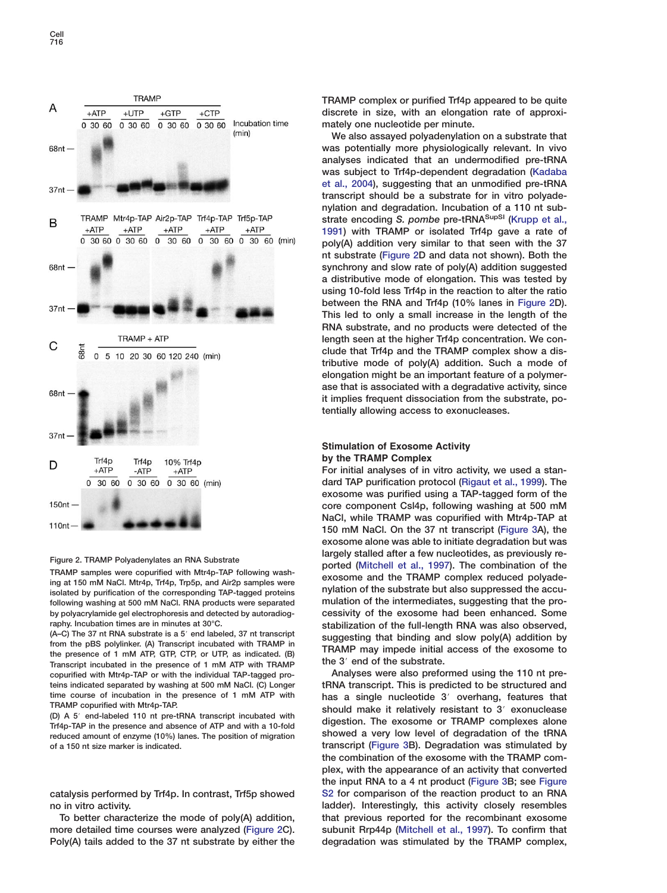Figure 2. TRAMP Polyadenylates an RNA Substrate

TRAMP samples were copurified with Mtr4p-TAP following washing at 150 mM NaCl. Mtr4p, Trf4p, Trp5p, and Air2p samples were isolated by purification of the corresponding TAP-tagged proteins following washing at 500 mM NaCl. RNA products were separated by polyacrylamide gel electrophoresis and detected by autoradiography. Incubation times are in minutes at 30°C.

(A–C) The 37 nt RNA substrate is a 5′ end labeled, 37 nt transcript from the pBS polylinker. (A) Transcript incubated with TRAMP in the presence of 1 mM ATP, GTP, CTP, or UTP, as indicated. (B) Transcript incubated in the presence of 1 mM ATP with TRAMP copurified with Mtr4p-TAP or with the individual TAP-tagged proteins isolated separated by washing at 500 mM NaCl. (C) Longer time course of incubation in the presence of 1 mM ATP with TRAMP copurified with Mtr4p-TAP.

(D) A 5′ end-labeled 110 nt pre-tRNA transcript incubated with Trf4p-TAP in the presence and absence of ATP and with a 10-fold reduced amount of enzyme (10%) lanes. The position of migration of a 150 nt size marker is indicated.

catalysis performed by Trf4p. In contrast, Trf5p showed no in vitro activity.

To better characterize the mode of poly(A) addition, more detailed time courses were analyzed (Figure 2C). Poly(A) tails added to the 37 nt substrate by either the TRAMP complex or purified Trf4p appeared to be quite discrete in size, with an elongation rate of approximately one nucleotide per minute.

We also assayed polyadenylation on a substrate that was potentially more physiologically relevant. In vivo analyses indicated that an undermodified pre-tRNA was subject to Trf4p-dependent degradation (Kadaba et al., 2004), suggesting that an unmodified pre-tRNA transcript should be a substrate for in vitro polyadenylation and degradation. Incubation of a 110 nt substrate encoding *S. pombe* pre-tRNA$^{SupSI}$ (Krupp et al., 1991) with TRAMP or isolated Trf4p gave a rate of poly(A) addition very similar to that seen with the 37 nt substrate (Figure 2D and data not shown). Both the synchrony and slow rate of poly(A) addition suggested a distributive mode of elongation. This was tested by using 10-fold less Trf4p in the reaction to alter the ratio between the RNA and Trf4p (10% lanes in Figure 2D). This led to only a small increase in the length of the RNA substrate, and no products were detected of the length seen at the higher Trf4p concentration. We conclude that Trf4p and the TRAMP complex show a distributive mode of poly(A) addition. Such a mode of elongation might be an important feature of a polymerase that is associated with a degradative activity, since it implies frequent dissociation from the substrate, potentially allowing access to exonucleases.

### Stimulation of Exosome Activity by the TRAMP Complex

For initial analyses of in vitro activity, we used a standard TAP purification protocol (Rigaut et al., 1999). The exosome was purified using a TAP-tagged form of the core component Csl4p, following washing at 500 mM NaCl, while TRAMP was copurified with Mtr4p-TAP at 150 mM NaCl. On the 37 nt transcript (Figure 3A), the exosome alone was able to initiate degradation but was largely stalled after a few nucleotides, as previously reported (Mitchell et al., 1997). The combination of the exosome and the TRAMP complex reduced polyadenylation of the substrate but also suppressed the accumulation of the intermediates, suggesting that the processivity of the exosome had been enhanced. Some stabilization of the full-length RNA was also observed, suggesting that binding and slow poly(A) addition by TRAMP may impede initial access of the exosome to the 3′ end of the substrate.

Analyses were also preformed using the 110 nt pre-tRNA transcript. This is predicted to be structured and has a single nucleotide 3′ overhang, features that should make it relatively resistant to 3′ exonuclease digestion. The exosome or TRAMP complexes alone showed a very low level of degradation of the tRNA transcript (Figure 3B). Degradation was stimulated by the combination of the exosome with the TRAMP complex, with the appearance of an activity that converted the input RNA to a 4 nt product (Figure 3B; see Figure S2 for comparison of the reaction product to an RNA ladder). Interestingly, this activity closely resembles that previous reported for the recombinant exosome subunit Rrp44p (Mitchell et al., 1997). To confirm that degradation was stimulated by the TRAMP complex,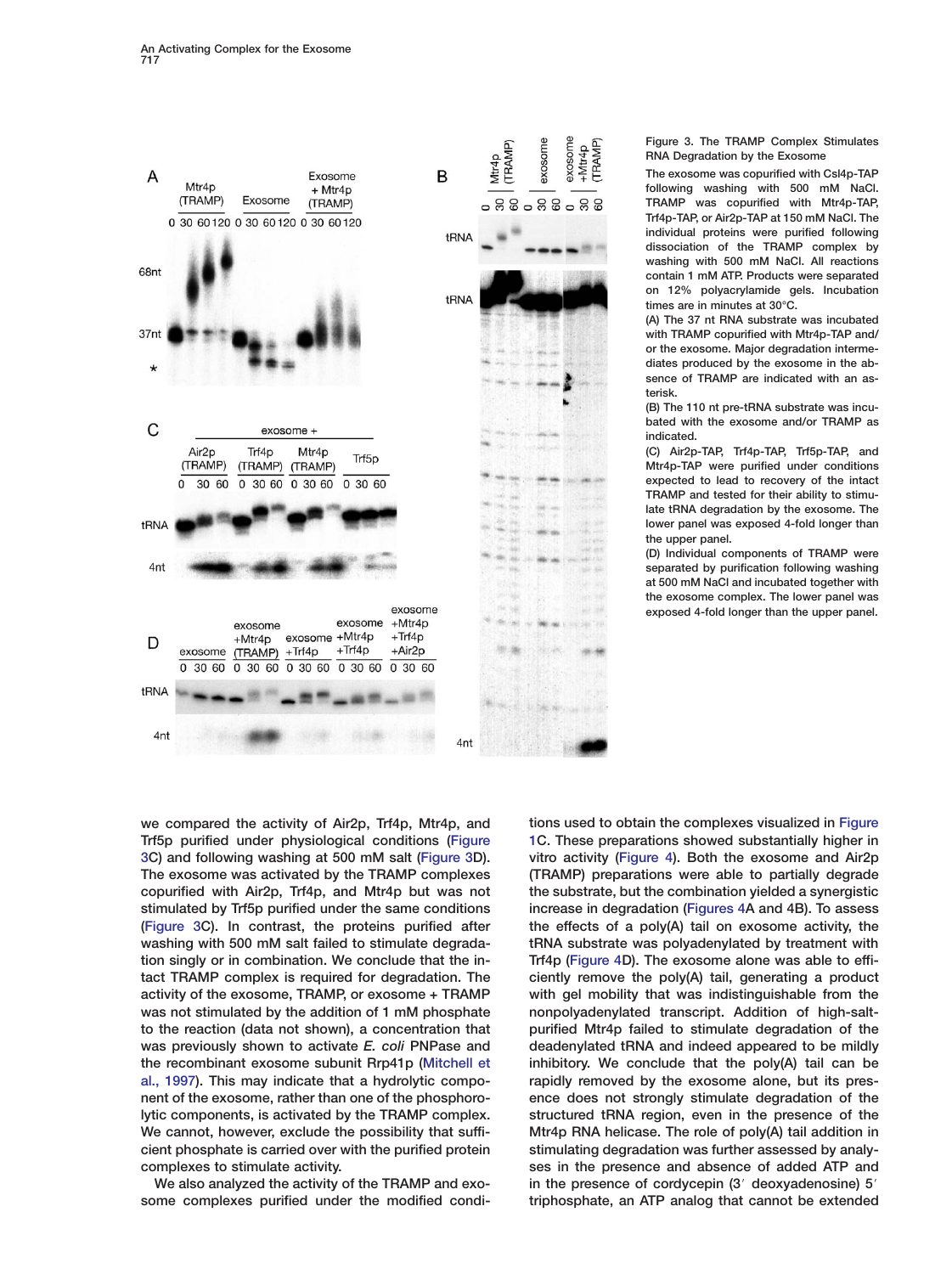Figure 3. The TRAMP Complex Stimulates RNA Degradation by the Exosome

The exosome was copurified with Csl4p-TAP following washing with 500 mM NaCl. TRAMP was copurified with Mtr4p-TAP, Trf4p-TAP, or Air2p-TAP at 150 mM NaCl. The individual proteins were purified following dissociation of the TRAMP complex by washing with 500 mM NaCl. All reactions contain 1 mM ATP. Products were separated on 12% polyacrylamide gels. Incubation times are in minutes at 30°C.

(A) The 37 nt RNA substrate was incubated with TRAMP copurified with Mtr4p-TAP and/or the exosome. Major degradation intermediates produced by the exosome in the absence of TRAMP are indicated with an asterisk.

(B) The 110 nt pre-tRNA substrate was incubated with the exosome and/or TRAMP as indicated.

(C) Air2p-TAP, Trf4p-TAP, Trf5p-TAP, and Mtr4p-TAP were purified under conditions expected to lead to recovery of the intact TRAMP and tested for their ability to stimulate tRNA degradation by the exosome. The lower panel was exposed 4-fold longer than the upper panel.

(D) Individual components of TRAMP were separated by purification following washing at 500 mM NaCl and incubated together with the exosome complex. The lower panel was exposed 4-fold longer than the upper panel.

we compared the activity of Air2p, Trf4p, Mtr4p, and Trf5p purified under physiological conditions (Figure 3C) and following washing at 500 mM salt (Figure 3D). The exosome was activated by the TRAMP complexes copurified with Air2p, Trf4p, and Mtr4p but was not stimulated by Trf5p purified under the same conditions (Figure 3C). In contrast, the proteins purified after washing with 500 mM salt failed to stimulate degradation singly or in combination. We conclude that the intact TRAMP complex is required for degradation. The activity of the exosome, TRAMP, or exosome + TRAMP was not stimulated by the addition of 1 mM phosphate to the reaction (data not shown), a concentration that was previously shown to activate *E. coli* PNPase and the recombinant exosome subunit Rrp41p (Mitchell et al., 1997). This may indicate that a hydrolytic component of the exosome, rather than one of the phosphorolytic components, is activated by the TRAMP complex. We cannot, however, exclude the possibility that sufficient phosphate is carried over with the purified protein complexes to stimulate activity.

We also analyzed the activity of the TRAMP and exosome complexes purified under the modified conditions used to obtain the complexes visualized in Figure 1C. These preparations showed substantially higher in vitro activity (Figure 4). Both the exosome and Air2p (TRAMP) preparations were able to partially degrade the substrate, but the combination yielded a synergistic increase in degradation (Figures 4A and 4B). To assess the effects of a poly(A) tail on exosome activity, the tRNA substrate was polyadenylated by treatment with Trf4p (Figure 4D). The exosome alone was able to efficiently remove the poly(A) tail, generating a product with gel mobility that was indistinguishable from the nonpolyadenylated transcript. Addition of high-salt-purified Mtr4p failed to stimulate degradation of the deadenylated tRNA and indeed appeared to be mildly inhibitory. We conclude that the poly(A) tail can be rapidly removed by the exosome alone, but its presence does not strongly stimulate degradation of the structured tRNA region, even in the presence of the Mtr4p RNA helicase. The role of poly(A) tail addition in stimulating degradation was further assessed by analyses in the presence and absence of added ATP and in the presence of cordycepin (3′ deoxyadenosine) 5′ triphosphate, an ATP analog that cannot be extended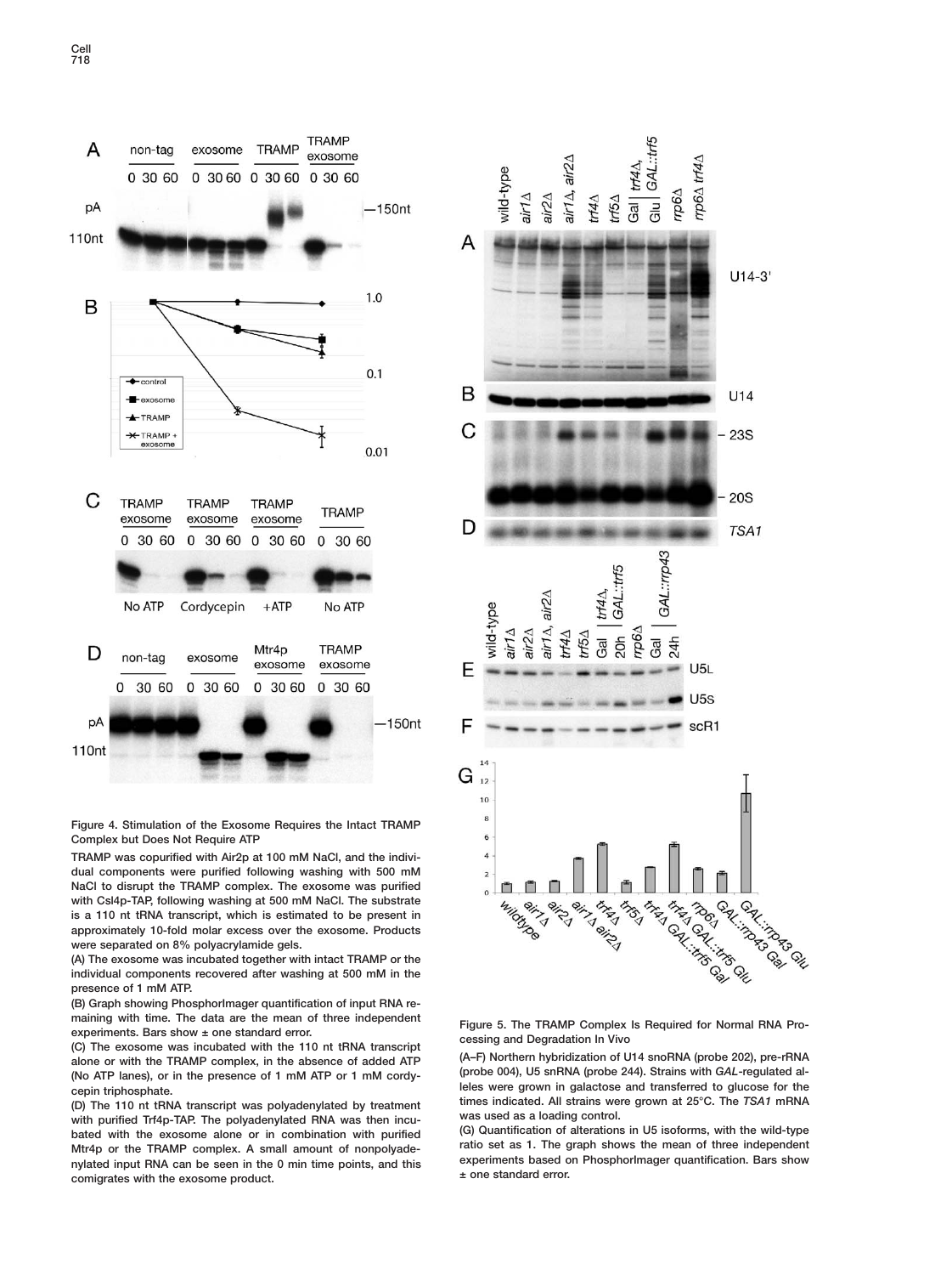**Figure 4. Stimulation of the Exosome Requires the Intact TRAMP Complex but Does Not Require ATP**

TRAMP was copurified with Air2p at 100 mM NaCl, and the individual components were purified following washing with 500 mM NaCl to disrupt the TRAMP complex. The exosome was purified with Csl4p-TAP, following washing at 500 mM NaCl. The substrate is a 110 nt tRNA transcript, which is estimated to be present in approximately 10-fold molar excess over the exosome. Products were separated on 8% polyacrylamide gels.

(A) The exosome was incubated together with intact TRAMP or the individual components recovered after washing at 500 mM in the presence of 1 mM ATP.

(B) Graph showing PhosphorImager quantification of input RNA remaining with time. The data are the mean of three independent experiments. Bars show ± one standard error.

(C) The exosome was incubated with the 110 nt tRNA transcript alone or with the TRAMP complex, in the absence of added ATP (No ATP lanes), or in the presence of 1 mM ATP or 1 mM cordycepin triphosphate.

(D) The 110 nt tRNA transcript was polyadenylated by treatment with purified Trf4p-TAP. The polyadenylated RNA was then incubated with the exosome alone or in combination with purified Mtr4p or the TRAMP complex. A small amount of nonpolyadenylated input RNA can be seen in the 0 min time points, and this comigrates with the exosome product.

**Figure 5. The TRAMP Complex Is Required for Normal RNA Processing and Degradation In Vivo**

(A–F) Northern hybridization of U14 snoRNA (probe 202), pre-rRNA (probe 004), U5 snRNA (probe 244). Strains with *GAL*-regulated alleles were grown in galactose and transferred to glucose for the times indicated. All strains were grown at 25°C. The *TSA1* mRNA was used as a loading control.

(G) Quantification of alterations in U5 isoforms, with the wild-type ratio set as 1. The graph shows the mean of three independent experiments based on PhosphorImager quantification. Bars show ± one standard error.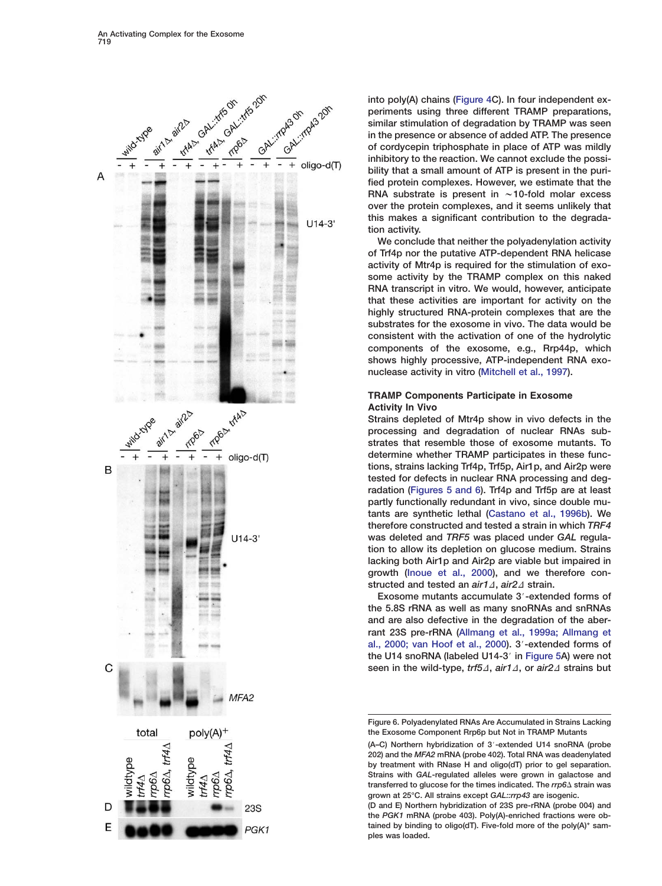into poly(A) chains (Figure 4C). In four independent experiments using three different TRAMP preparations, similar stimulation of degradation by TRAMP was seen in the presence or absence of added ATP. The presence of cordycepin triphosphate in place of ATP was mildly inhibitory to the reaction. We cannot exclude the possibility that a small amount of ATP is present in the purified protein complexes. However, we estimate that the RNA substrate is present in ∼10-fold molar excess over the protein complexes, and it seems unlikely that this makes a significant contribution to the degradation activity.

We conclude that neither the polyadenylation activity of Trf4p nor the putative ATP-dependent RNA helicase activity of Mtr4p is required for the stimulation of exosome activity by the TRAMP complex on this naked RNA transcript in vitro. We would, however, anticipate that these activities are important for activity on the highly structured RNA-protein complexes that are the substrates for the exosome in vivo. The data would be consistent with the activation of one of the hydrolytic components of the exosome, e.g., Rrp44p, which shows highly processive, ATP-independent RNA exonuclease activity in vitro (Mitchell et al., 1997).

### TRAMP Components Participate in Exosome Activity In Vivo

Strains depleted of Mtr4p show in vivo defects in the processing and degradation of nuclear RNAs substrates that resemble those of exosome mutants. To determine whether TRAMP participates in these functions, strains lacking Trf4p, Trf5p, Air1p, and Air2p were tested for defects in nuclear RNA processing and degradation (Figures 5 and 6). Trf4p and Trf5p are at least partly functionally redundant in vivo, since double mutants are synthetic lethal (Castano et al., 1996b). We therefore constructed and tested a strain in which *TRF4* was deleted and *TRF5* was placed under *GAL* regulation to allow its depletion on glucose medium. Strains lacking both Air1p and Air2p are viable but impaired in growth (Inoue et al., 2000), and we therefore constructed and tested an *air1Δ, air2Δ* strain.

Exosome mutants accumulate 3′-extended forms of the 5.8S rRNA as well as many snoRNAs and snRNAs and are also defective in the degradation of the aberrant 23S pre-rRNA (Allmang et al., 1999a; Allmang et al., 2000; van Hoof et al., 2000). 3′-extended forms of the U14 snoRNA (labeled U14-3′ in Figure 5A) were not seen in the wild-type, *trf5Δ*, *air1Δ*, or *air2Δ* strains but

Figure 6. Polyadenylated RNAs Are Accumulated in Strains Lacking the Exosome Component Rrp6p but Not in TRAMP Mutants

(A–C) Northern hybridization of 3′-extended U14 snoRNA (probe 202) and the *MFA2* mRNA (probe 402). Total RNA was deadenylated by treatment with RNase H and oligo(dT) prior to gel separation. Strains with *GAL*-regulated alleles were grown in galactose and transferred to glucose for the times indicated. The *rrp6Δ* strain was grown at 25°C. All strains except *GAL::rrp43* are isogenic.

(D and E) Northern hybridization of 23S pre-rRNA (probe 004) and the *PGK1* mRNA (probe 403). Poly(A)-enriched fractions were obtained by binding to oligo(dT). Five-fold more of the poly(A)+ samples was loaded.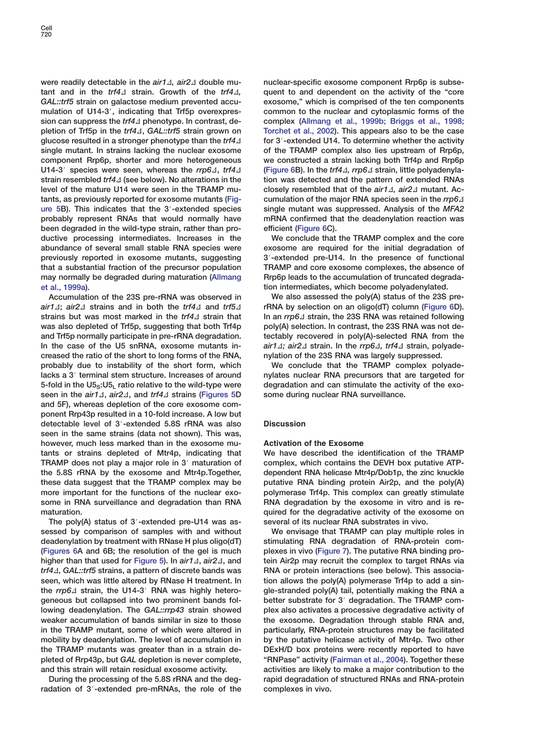were readily detectable in the *air1Δ, air2Δ* double mutant and in the *trf4Δ* strain. Growth of the *trf4Δ, GAL::trf5* strain on galactose medium prevented accumulation of U14-3′, indicating that Trf5p overexpression can suppress the *trf4Δ* phenotype. In contrast, depletion of Trf5p in the *trf4Δ, GAL::trf5* strain grown on glucose resulted in a stronger phenotype than the *trf4Δ* single mutant. In strains lacking the nuclear exosome component Rrp6p, shorter and more heterogeneous U14-3′ species were seen, whereas the *rrp6Δ, trf4Δ* strain resembled *trf4Δ* (see below). No alterations in the level of the mature U14 were seen in the TRAMP mutants, as previously reported for exosome mutants (Figure 5B). This indicates that the 3′-extended species probably represent RNAs that would normally have been degraded in the wild-type strain, rather than productive processing intermediates. Increases in the abundance of several small stable RNA species were previously reported in exosome mutants, suggesting that a substantial fraction of the precursor population may normally be degraded during maturation (Allmang et al., 1999a).

Accumulation of the 23S pre-rRNA was observed in *air1Δ; air2Δ* strains and in both the *trf4Δ* and *trf5Δ* strains but was most marked in the *trf4Δ* strain that was also depleted of Trf5p, suggesting that both Trf4p and Trf5p normally participate in pre-rRNA degradation. In the case of the U5 snRNA, exosome mutants increased the ratio of the short to long forms of the RNA, probably due to instability of the short form, which lacks a 3′ terminal stem structure. Increases of around 5-fold in the $U5_S$:$U5_L$ ratio relative to the wild-type were seen in the *air1Δ, air2Δ*, and *trf4Δ* strains (Figures 5D and 5F), whereas depletion of the core exosome component Rrp43p resulted in a 10-fold increase. A low but detectable level of 3′-extended 5.8S rRNA was also seen in the same strains (data not shown). This was, however, much less marked than in the exosome mutants or strains depleted of Mtr4p, indicating that TRAMP does not play a major role in 3′ maturation of the 5.8S rRNA by the exosome and Mtr4p.Together, these data suggest that the TRAMP complex may be more important for the functions of the nuclear exosome in RNA surveillance and degradation than RNA maturation.

The poly(A) status of 3′-extended pre-U14 was assessed by comparison of samples with and without deadenylation by treatment with RNase H plus oligo(dT) (Figures 6A and 6B; the resolution of the gel is much higher than that used for Figure 5). In *air1Δ, air2Δ*, and *trf4Δ, GAL::trf5* strains, a pattern of discrete bands was seen, which was little altered by RNase H treatment. In the *rrp6Δ* strain, the U14-3′ RNA was highly heterogeneous but collapsed into two prominent bands following deadenylation. The *GAL::rrp43* strain showed weaker accumulation of bands similar in size to those in the TRAMP mutant, some of which were altered in mobility by deadenylation. The level of accumulation in the TRAMP mutants was greater than in a strain depleted of Rrp43p, but *GAL* depletion is never complete, and this strain will retain residual exosome activity.

During the processing of the 5.8S rRNA and the degradation of 3′-extended pre-mRNAs, the role of the nuclear-specific exosome component Rrp6p is subsequent to and dependent on the activity of the "core exosome," which is comprised of the ten components common to the nuclear and cytoplasmic forms of the complex (Allmang et al., 1999b; Briggs et al., 1998; Torchet et al., 2002). This appears also to be the case for 3′-extended U14. To determine whether the activity of the TRAMP complex also lies upstream of Rrp6p, we constructed a strain lacking both Trf4p and Rrp6p (Figure 6B). In the *trf4Δ, rrp6Δ* strain, little polyadenylation was detected and the pattern of extended RNAs closely resembled that of the *air1Δ, air2Δ* mutant. Accumulation of the major RNA species seen in the *rrp6Δ* single mutant was suppressed. Analysis of the *MFA2* mRNA confirmed that the deadenylation reaction was efficient (Figure 6C).

We conclude that the TRAMP complex and the core exosome are required for the initial degradation of 3′-extended pre-U14. In the presence of functional TRAMP and core exosome complexes, the absence of Rrp6p leads to the accumulation of truncated degradation intermediates, which become polyadenylated.

We also assessed the poly(A) status of the 23S pre-rRNA by selection on an oligo(dT) column (Figure 6D). In an *rrp6Δ* strain, the 23S RNA was retained following poly(A) selection. In contrast, the 23S RNA was not detectably recovered in poly(A)-selected RNA from the *air1Δ; air2Δ* strain. In the *rrp6Δ, trf4Δ* strain, polyadenylation of the 23S RNA was largely suppressed.

We conclude that the TRAMP complex polyadenylates nuclear RNA precursors that are targeted for degradation and can stimulate the activity of the exosome during nuclear RNA surveillance.

## Discussion

### Activation of the Exosome

We have described the identification of the TRAMP complex, which contains the DEVH box putative ATP-dependent RNA helicase Mtr4p/Dob1p, the zinc knuckle putative RNA binding protein Air2p, and the poly(A) polymerase Trf4p. This complex can greatly stimulate RNA degradation by the exosome in vitro and is required for the degradative activity of the exosome on several of its nuclear RNA substrates in vivo.

We envisage that TRAMP can play multiple roles in stimulating RNA degradation of RNA-protein complexes in vivo (Figure 7). The putative RNA binding protein Air2p may recruit the complex to target RNAs via RNA or protein interactions (see below). This association allows the poly(A) polymerase Trf4p to add a single-stranded poly(A) tail, potentially making the RNA a better substrate for 3′ degradation. The TRAMP complex also activates a processive degradative activity of the exosome. Degradation through stable RNA and, particularly, RNA-protein structures may be facilitated by the putative helicase activity of Mtr4p. Two other DExH/D box proteins were recently reported to have "RNPase" activity (Fairman et al., 2004). Together these activities are likely to make a major contribution to the rapid degradation of structured RNAs and RNA-protein complexes in vivo.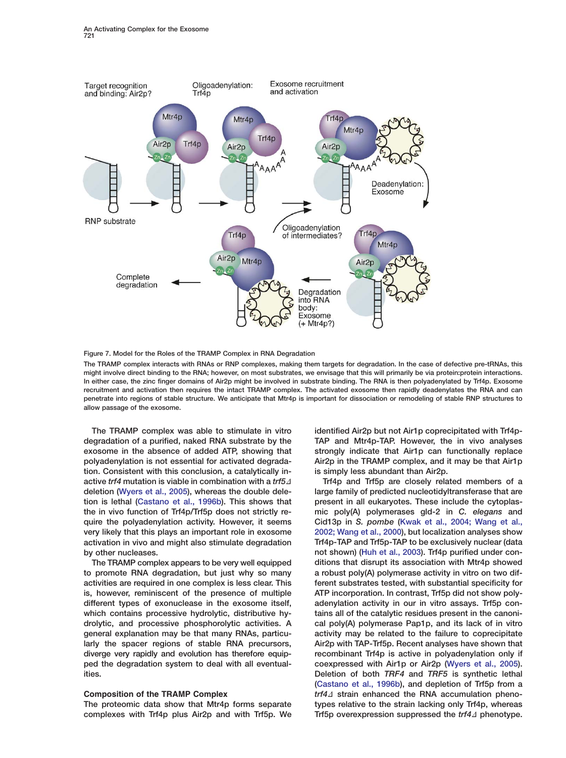Figure 7. Model for the Roles of the TRAMP Complex in RNA Degradation

The TRAMP complex interacts with RNAs or RNP complexes, making them targets for degradation. In the case of defective pre-tRNAs, this might involve direct binding to the RNA; however, on most substrates, we envisage that this will primarily be via protein:protein interactions. In either case, the zinc finger domains of Air2p might be involved in substrate binding. The RNA is then polyadenylated by Trf4p. Exosome recruitment and activation then requires the intact TRAMP complex. The activated exosome then rapidly deadenylates the RNA and can penetrate into regions of stable structure. We anticipate that Mtr4p is important for dissociation or remodeling of stable RNP structures to allow passage of the exosome.

The TRAMP complex was able to stimulate in vitro degradation of a purified, naked RNA substrate by the exosome in the absence of added ATP, showing that polyadenylation is not essential for activated degradation. Consistent with this conclusion, a catalytically inactive *trf4* mutation is viable in combination with a *trf5Δ* deletion (Wyers et al., 2005), whereas the double deletion is lethal (Castano et al., 1996b). This shows that the in vivo function of Trf4p/Trf5p does not strictly require the polyadenylation activity. However, it seems very likely that this plays an important role in exosome activation in vivo and might also stimulate degradation by other nucleases.

The TRAMP complex appears to be very well equipped to promote RNA degradation, but just why so many activities are required in one complex is less clear. This is, however, reminiscent of the presence of multiple different types of exonuclease in the exosome itself, which contains processive hydrolytic, distributive hydrolytic, and processive phosphorolytic activities. A general explanation may be that many RNAs, particularly the spacer regions of stable RNA precursors, diverge very rapidly and evolution has therefore equipped the degradation system to deal with all eventualities.

## Composition of the TRAMP Complex

The proteomic data show that Mtr4p forms separate complexes with Trf4p plus Air2p and with Trf5p. We identified Air2p but not Air1p coprecipitated with Trf4p-TAP and Mtr4p-TAP. However, the in vivo analyses strongly indicate that Air1p can functionally replace Air2p in the TRAMP complex, and it may be that Air1p is simply less abundant than Air2p.

Trf4p and Trf5p are closely related members of a large family of predicted nucleotidyltransferase that are present in all eukaryotes. These include the cytoplasmic poly(A) polymerases gld-2 in *C. elegans* and Cid13p in *S. pombe* (Kwak et al., 2004; Wang et al., 2002; Wang et al., 2000), but localization analyses show Trf4p-TAP and Trf5p-TAP to be exclusively nuclear (data not shown) (Huh et al., 2003). Trf4p purified under conditions that disrupt its association with Mtr4p showed a robust poly(A) polymerase activity in vitro on two different substrates tested, with substantial specificity for ATP incorporation. In contrast, Trf5p did not show polyadenylation activity in our in vitro assays. Trf5p contains all of the catalytic residues present in the canonical poly(A) polymerase Pap1p, and its lack of in vitro activity may be related to the failure to coprecipitate Air2p with TAP-Trf5p. Recent analyses have shown that recombinant Trf4p is active in polyadenylation only if coexpressed with Air1p or Air2p (Wyers et al., 2005). Deletion of both *TRF4* and *TRF5* is synthetic lethal (Castano et al., 1996b), and depletion of Trf5p from a *trf4Δ* strain enhanced the RNA accumulation phenotypes relative to the strain lacking only Trf4p, whereas Trf5p overexpression suppressed the *trf4Δ* phenotype.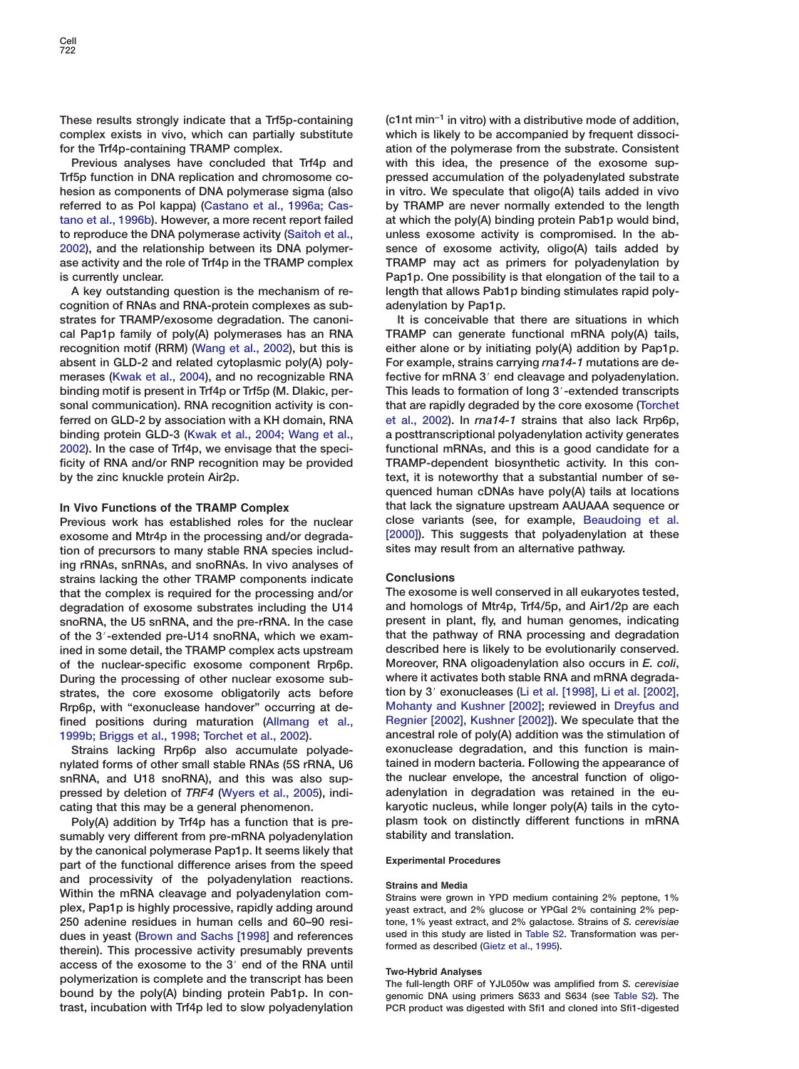These results strongly indicate that a Trf5p-containing complex exists in vivo, which can partially substitute for the Trf4p-containing TRAMP complex.

Previous analyses have concluded that Trf4p and Trf5p function in DNA replication and chromosome cohesion as components of DNA polymerase sigma (also referred to as Pol kappa) (Castano et al., 1996a; Castano et al., 1996b). However, a more recent report failed to reproduce the DNA polymerase activity (Saitoh et al., 2002), and the relationship between its DNA polymerase activity and the role of Trf4p in the TRAMP complex is currently unclear.

A key outstanding question is the mechanism of recognition of RNAs and RNA-protein complexes as substrates for TRAMP/exosome degradation. The canonical Pap1p family of poly(A) polymerases has an RNA recognition motif (RRM) (Wang et al., 2002), but this is absent in GLD-2 and related cytoplasmic poly(A) polymerases (Kwak et al., 2004), and no recognizable RNA binding motif is present in Trf4p or Trf5p (M. Dlakic, personal communication). RNA recognition activity is conferred on GLD-2 by association with a KH domain, RNA binding protein GLD-3 (Kwak et al., 2004; Wang et al., 2002). In the case of Trf4p, we envisage that the specificity of RNA and/or RNP recognition may be provided by the zinc knuckle protein Air2p.

## In Vivo Functions of the TRAMP Complex

Previous work has established roles for the nuclear exosome and Mtr4p in the processing and/or degradation of precursors to many stable RNA species including rRNAs, snRNAs, and snoRNAs. In vivo analyses of strains lacking the other TRAMP components indicate that the complex is required for the processing and/or degradation of exosome substrates including the U14 snoRNA, the U5 snRNA, and the pre-rRNA. In the case of the 3′-extended pre-U14 snoRNA, which we examined in some detail, the TRAMP complex acts upstream of the nuclear-specific exosome component Rrp6p. During the processing of other nuclear exosome substrates, the core exosome obligatorily acts before Rrp6p, with "exonuclease handover" occurring at defined positions during maturation (Allmang et al., 1999b; Briggs et al., 1998; Torchet et al., 2002).

Strains lacking Rrp6p also accumulate polyadenylated forms of other small stable RNAs (5S rRNA, U6 snRNA, and U18 snoRNA), and this was also suppressed by deletion of *TRF4* (Wyers et al., 2005), indicating that this may be a general phenomenon.

Poly(A) addition by Trf4p has a function that is presumably very different from pre-mRNA polyadenylation by the canonical polymerase Pap1p. It seems likely that part of the functional difference arises from the speed and processivity of the polyadenylation reactions. Within the mRNA cleavage and polyadenylation complex, Pap1p is highly processive, rapidly adding around 250 adenine residues in human cells and 60–90 residues in yeast (Brown and Sachs [1998] and references therein). This processive activity presumably prevents access of the exosome to the 3′ end of the RNA until polymerization is complete and the transcript has been bound by the poly(A) binding protein Pab1p. In contrast, incubation with Trf4p led to slow polyadenylation ($c1 nt\ min^{-1}$ in vitro) with a distributive mode of addition, which is likely to be accompanied by frequent dissociation of the polymerase from the substrate. Consistent with this idea, the presence of the exosome suppressed accumulation of the polyadenylated substrate in vitro. We speculate that oligo(A) tails added in vivo by TRAMP are never normally extended to the length at which the poly(A) binding protein Pab1p would bind, unless exosome activity is compromised. In the absence of exosome activity, oligo(A) tails added by TRAMP may act as primers for polyadenylation by Pap1p. One possibility is that elongation of the tail to a length that allows Pab1p binding stimulates rapid polyadenylation by Pap1p.

It is conceivable that there are situations in which TRAMP can generate functional mRNA poly(A) tails, either alone or by initiating poly(A) addition by Pap1p. For example, strains carrying *rna14-1* mutations are defective for mRNA 3′ end cleavage and polyadenylation. This leads to formation of long 3′-extended transcripts that are rapidly degraded by the core exosome (Torchet et al., 2002). In *rna14-1* strains that also lack Rrp6p, a posttranscriptional polyadenylation activity generates functional mRNAs, and this is a good candidate for a TRAMP-dependent biosynthetic activity. In this context, it is noteworthy that a substantial number of sequenced human cDNAs have poly(A) tails at locations that lack the signature upstream AAUAAA sequence or close variants (see, for example, Beaudoing et al. [2000]). This suggests that polyadenylation at these sites may result from an alternative pathway.

## Conclusions

The exosome is well conserved in all eukaryotes tested, and homologs of Mtr4p, Trf4/5p, and Air1/2p are each present in plant, fly, and human genomes, indicating that the pathway of RNA processing and degradation described here is likely to be evolutionarily conserved. Moreover, RNA oligoadenylation also occurs in *E. coli*, where it activates both stable RNA and mRNA degradation by 3′ exonucleases (Li et al. [1998], Li et al. [2002], Mohanty and Kushner [2002]; reviewed in Dreyfus and Regnier [2002], Kushner [2002]). We speculate that the ancestral role of poly(A) addition was the stimulation of exonuclease degradation, and this function is maintained in modern bacteria. Following the appearance of the nuclear envelope, the ancestral function of oligoadenylation in degradation was retained in the eukaryotic nucleus, while longer poly(A) tails in the cytoplasm took on distinctly different functions in mRNA stability and translation.

## Experimental Procedures

### Strains and Media

Strains were grown in YPD medium containing 2% peptone, 1% yeast extract, and 2% glucose or YPGal 2% containing 2% peptone, 1% yeast extract, and 2% galactose. Strains of *S. cerevisiae* used in this study are listed in Table S2. Transformation was performed as described (Gietz et al., 1995).

### Two-Hybrid Analyses

The full-length ORF of YJL050w was amplified from *S. cerevisiae* genomic DNA using primers S633 and S634 (see Table S2). The PCR product was digested with Sfi1 and cloned into Sfi1-digested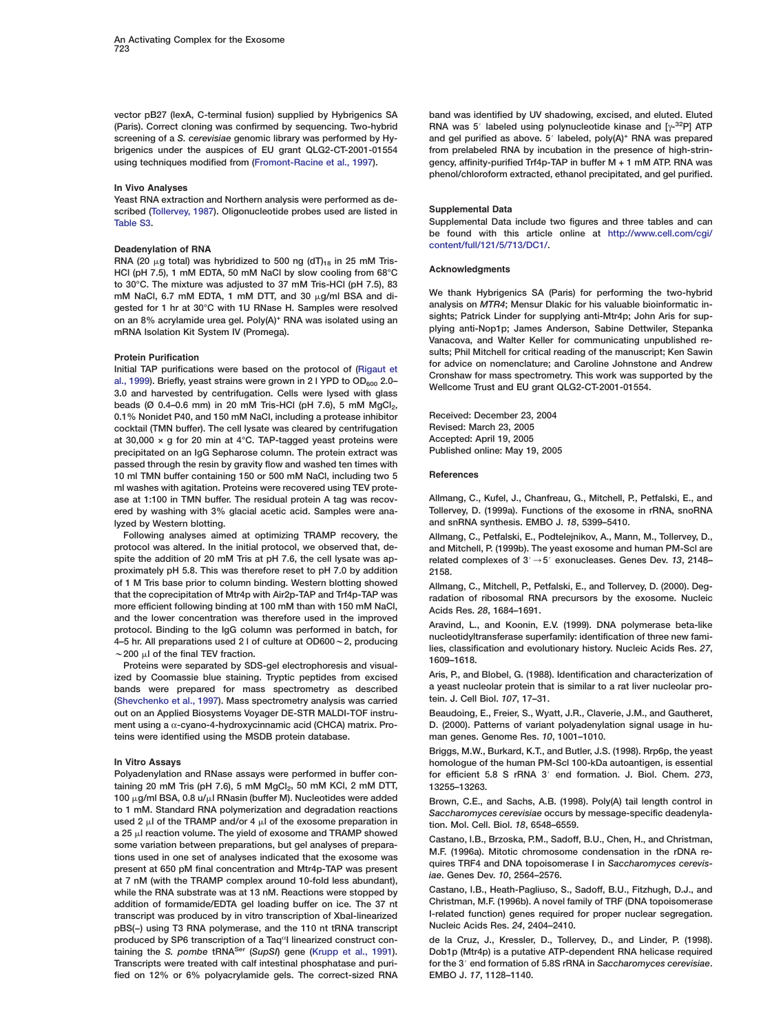vector pB27 (lexA, C-terminal fusion) supplied by Hybrigenics SA (Paris). Correct cloning was confirmed by sequencing. Two-hybrid screening of a *S. cerevisiae* genomic library was performed by Hybrigenics under the auspices of EU grant QLG2-CT-2001-01554 using techniques modified from (Fromont-Racine et al., 1997).

### In Vivo Analyses

Yeast RNA extraction and Northern analysis were performed as described (Tollervey, 1987). Oligonucleotide probes used are listed in Table S3.

### Deadenylation of RNA

RNA (20 μg total) was hybridized to 500 ng $(dT)_{18}$ in 25 mM Tris-HCl (pH 7.5), 1 mM EDTA, 50 mM NaCl by slow cooling from 68°C to 30°C. The mixture was adjusted to 37 mM Tris-HCl (pH 7.5), 83 mM NaCl, 6.7 mM EDTA, 1 mM DTT, and 30 μg/ml BSA and digested for 1 hr at 30°C with 1U RNase H. Samples were resolved on an 8% acrylamide urea gel. Poly(A)+ RNA was isolated using an mRNA Isolation Kit System IV (Promega).

### Protein Purification

Initial TAP purifications were based on the protocol of (Rigaut et al., 1999). Briefly, yeast strains were grown in 2 l YPD to $OD_{600}$ 2.0–3.0 and harvested by centrifugation. Cells were lysed with glass beads (Ø 0.4–0.6 mm) in 20 mM Tris-HCl (pH 7.6), 5 mM $MgCl_2$, 0.1% Nonidet P40, and 150 mM NaCl, including a protease inhibitor cocktail (TMN buffer). The cell lysate was cleared by centrifugation at 30,000 × g for 20 min at 4°C. TAP-tagged yeast proteins were precipitated on an IgG Sepharose column. The protein extract was passed through the resin by gravity flow and washed ten times with 10 ml TMN buffer containing 150 or 500 mM NaCl, including two 5 ml washes with agitation. Proteins were recovered using TEV protease at 1:100 in TMN buffer. The residual protein A tag was recovered by washing with 3% glacial acetic acid. Samples were analyzed by Western blotting.

Following analyses aimed at optimizing TRAMP recovery, the protocol was altered. In the initial protocol, we observed that, despite the addition of 20 mM Tris at pH 7.6, the cell lysate was approximately pH 5.8. This was therefore reset to pH 7.0 by addition of 1 M Tris base prior to column binding. Western blotting showed that the coprecipitation of Mtr4p with Air2p-TAP and Trf4p-TAP was more efficient following binding at 100 mM than with 150 mM NaCl, and the lower concentration was therefore used in the improved protocol. Binding to the IgG column was performed in batch, for 4–5 hr. All preparations used 2 l of culture at OD600 ~2, producing ~200 μl of the final TEV fraction.

Proteins were separated by SDS-gel electrophoresis and visualized by Coomassie blue staining. Tryptic peptides from excised bands were prepared for mass spectrometry as described (Shevchenko et al., 1997). Mass spectrometry analysis was carried out on an Applied Biosystems Voyager DE-STR MALDI-TOF instrument using a α-cyano-4-hydroxycinnamic acid (CHCA) matrix. Proteins were identified using the MSDB protein database.

### In Vitro Assays

Polyadenylation and RNase assays were performed in buffer containing 20 mM Tris (pH 7.6), 5 mM $MgCl_2$, 50 mM KCl, 2 mM DTT, 100 μg/ml BSA, 0.8 u/μl RNasin (buffer M). Nucleotides were added to 1 mM. Standard RNA polymerization and degradation reactions used 2 μl of the TRAMP and/or 4 μl of the exosome preparation in a 25 μl reaction volume. The yield of exosome and TRAMP showed some variation between preparations, but gel analyses of preparations used in one set of analyses indicated that the exosome was present at 650 pM final concentration and Mtr4p-TAP was present at 7 nM (with the TRAMP complex around 10-fold less abundant), while the RNA substrate was at 13 nM. Reactions were stopped by addition of formamide/EDTA gel loading buffer on ice. The 37 nt transcript was produced by in vitro transcription of XbaI-linearized pBS(−) using T3 RNA polymerase, and the 110 nt tRNA transcript produced by SP6 transcription of a Taq$^{\alpha}$I linearized construct containing the *S. pombe* tRNA$^{Ser}$ (*SupSI*) gene (Krupp et al., 1991). Transcripts were treated with calf intestinal phosphatase and purified on 12% or 6% polyacrylamide gels. The correct-sized RNA band was identified by UV shadowing, excised, and eluted. Eluted RNA was 5′ labeled using polynucleotide kinase and [γ-$^{32}$P] ATP and gel purified as above. 5′ labeled, poly(A)+ RNA was prepared from prelabeled RNA by incubation in the presence of high-stringency, affinity-purified Trf4p-TAP in buffer M + 1 mM ATP. RNA was phenol/chloroform extracted, ethanol precipitated, and gel purified.

### Supplemental Data

Supplemental Data include two figures and three tables and can be found with this article online at http://www.cell.com/cgi/content/full/121/5/713/DC1/.

### Acknowledgments

We thank Hybrigenics SA (Paris) for performing the two-hybrid analysis on *MTR4*; Mensur Dlakic for his valuable bioinformatic insights; Patrick Linder for supplying anti-Mtr4p; John Aris for supplying anti-Nop1p; James Anderson, Sabine Dettwiler, Stepanka Vanacova, and Walter Keller for communicating unpublished results; Phil Mitchell for critical reading of the manuscript; Ken Sawin for advice on nomenclature; and Caroline Johnstone and Andrew Cronshaw for mass spectrometry. This work was supported by the Wellcome Trust and EU grant QLG2-CT-2001-01554.

Received: December 23, 2004
Revised: March 23, 2005
Accepted: April 19, 2005
Published online: May 19, 2005

### References

Allmang, C., Kufel, J., Chanfreau, G., Mitchell, P., Petfalski, E., and Tollervey, D. (1999a). Functions of the exosome in rRNA, snoRNA and snRNA synthesis. EMBO J. *18*, 5399–5410.

Allmang, C., Petfalski, E., Podtelejnikov, A., Mann, M., Tollervey, D., and Mitchell, P. (1999b). The yeast exosome and human PM-Scl are related complexes of 3′→5′ exonucleases. Genes Dev. *13*, 2148–2158.

Allmang, C., Mitchell, P., Petfalski, E., and Tollervey, D. (2000). Degradation of ribosomal RNA precursors by the exosome. Nucleic Acids Res. *28*, 1684–1691.

Aravind, L., and Koonin, E.V. (1999). DNA polymerase beta-like nucleotidyltransferase superfamily: identification of three new families, classification and evolutionary history. Nucleic Acids Res. *27*, 1609–1618.

Aris, P., and Blobel, G. (1988). Identification and characterization of a yeast nucleolar protein that is similar to a rat liver nucleolar protein. J. Cell Biol. *107*, 17–31.

Beaudoing, E., Freier, S., Wyatt, J.R., Claverie, J.M., and Gautheret, D. (2000). Patterns of variant polyadenylation signal usage in human genes. Genome Res. *10*, 1001–1010.

Briggs, M.W., Burkard, K.T., and Butler, J.S. (1998). Rrp6p, the yeast homologue of the human PM-Scl 100-kDa autoantigen, is essential for efficient 5.8 S rRNA 3′ end formation. J. Biol. Chem. *273*, 13255–13263.

Brown, C.E., and Sachs, A.B. (1998). Poly(A) tail length control in *Saccharomyces cerevisiae* occurs by message-specific deadenylation. Mol. Cell. Biol. *18*, 6548–6559.

Castano, I.B., Brzoska, P.M., Sadoff, B.U., Chen, H., and Christman, M.F. (1996a). Mitotic chromosome condensation in the rDNA requires TRF4 and DNA topoisomerase I in *Saccharomyces cerevisiae*. Genes Dev. *10*, 2564–2576.

Castano, I.B., Heath-Pagliuso, S., Sadoff, B.U., Fitzhugh, D.J., and Christman, M.F. (1996b). A novel family of TRF (DNA topoisomerase I-related function) genes required for proper nuclear segregation. Nucleic Acids Res. *24*, 2404–2410.

de la Cruz, J., Kressler, D., Tollervey, D., and Linder, P. (1998). Dob1p (Mtr4p) is a putative ATP-dependent RNA helicase required for the 3′ end formation of 5.8S rRNA in *Saccharomyces cerevisiae*. EMBO J. *17*, 1128–1140.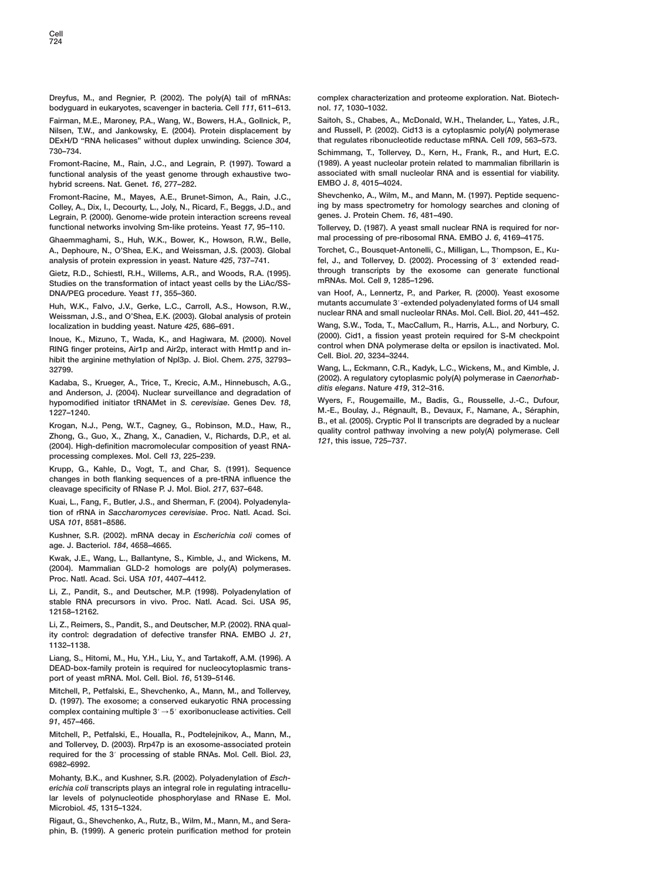Dreyfus, M., and Regnier, P. (2002). The poly(A) tail of mRNAs: bodyguard in eukaryotes, scavenger in bacteria. Cell *111*, 611–613.

Fairman, M.E., Maroney, P.A., Wang, W., Bowers, H.A., Gollnick, P., Nilsen, T.W., and Jankowsky, E. (2004). Protein displacement by DExH/D "RNA helicases" without duplex unwinding. Science *304*, 730–734.

Fromont-Racine, M., Rain, J.C., and Legrain, P. (1997). Toward a functional analysis of the yeast genome through exhaustive two-hybrid screens. Nat. Genet. *16*, 277–282.

Fromont-Racine, M., Mayes, A.E., Brunet-Simon, A., Rain, J.C., Colley, A., Dix, I., Decourty, L., Joly, N., Ricard, F., Beggs, J.D., and Legrain, P. (2000). Genome-wide protein interaction screens reveal functional networks involving Sm-like proteins. Yeast *17*, 95–110.

Ghaemmaghami, S., Huh, W.K., Bower, K., Howson, R.W., Belle, A., Dephoure, N., O'Shea, E.K., and Weissman, J.S. (2003). Global analysis of protein expression in yeast. Nature *425*, 737–741.

Gietz, R.D., Schiestl, R.H., Willems, A.R., and Woods, R.A. (1995). Studies on the transformation of intact yeast cells by the LiAc/SS-DNA/PEG procedure. Yeast *11*, 355–360.

Huh, W.K., Falvo, J.V., Gerke, L.C., Carroll, A.S., Howson, R.W., Weissman, J.S., and O'Shea, E.K. (2003). Global analysis of protein localization in budding yeast. Nature *425*, 686–691.

Inoue, K., Mizuno, T., Wada, K., and Hagiwara, M. (2000). Novel RING finger proteins, Air1p and Air2p, interact with Hmt1p and inhibit the arginine methylation of Npl3p. J. Biol. Chem. *275*, 32793–32799.

Kadaba, S., Krueger, A., Trice, T., Krecic, A.M., Hinnebusch, A.G., and Anderson, J. (2004). Nuclear surveillance and degradation of hypomodified initiator tRNAMet in *S. cerevisiae*. Genes Dev. *18*, 1227–1240.

Krogan, N.J., Peng, W.T., Cagney, G., Robinson, M.D., Haw, R., Zhong, G., Guo, X., Zhang, X., Canadien, V., Richards, D.P., et al. (2004). High-definition macromolecular composition of yeast RNA-processing complexes. Mol. Cell *13*, 225–239.

Krupp, G., Kahle, D., Vogt, T., and Char, S. (1991). Sequence changes in both flanking sequences of a pre-tRNA influence the cleavage specificity of RNase P. J. Mol. Biol. *217*, 637–648.

Kuai, L., Fang, F., Butler, J.S., and Sherman, F. (2004). Polyadenylation of rRNA in *Saccharomyces cerevisiae*. Proc. Natl. Acad. Sci. USA *101*, 8581–8586.

Kushner, S.R. (2002). mRNA decay in *Escherichia coli* comes of age. J. Bacteriol. *184*, 4658–4665.

Kwak, J.E., Wang, L., Ballantyne, S., Kimble, J., and Wickens, M. (2004). Mammalian GLD-2 homologs are poly(A) polymerases. Proc. Natl. Acad. Sci. USA *101*, 4407–4412.

Li, Z., Pandit, S., and Deutscher, M.P. (1998). Polyadenylation of stable RNA precursors in vivo. Proc. Natl. Acad. Sci. USA *95*, 12158–12162.

Li, Z., Reimers, S., Pandit, S., and Deutscher, M.P. (2002). RNA quality control: degradation of defective transfer RNA. EMBO J. *21*, 1132–1138.

Liang, S., Hitomi, M., Hu, Y.H., Liu, Y., and Tartakoff, A.M. (1996). A DEAD-box-family protein is required for nucleocytoplasmic transport of yeast mRNA. Mol. Cell. Biol. *16*, 5139–5146.

Mitchell, P., Petfalski, E., Shevchenko, A., Mann, M., and Tollervey, D. (1997). The exosome; a conserved eukaryotic RNA processing complex containing multiple 3′→5′ exoribonuclease activities. Cell *91*, 457–466.

Mitchell, P., Petfalski, E., Houalla, R., Podtelejnikov, A., Mann, M., and Tollervey, D. (2003). Rrp47p is an exosome-associated protein required for the 3′ processing of stable RNAs. Mol. Cell. Biol. *23*, 6982–6992.

Mohanty, B.K., and Kushner, S.R. (2002). Polyadenylation of *Escherichia coli* transcripts plays an integral role in regulating intracellular levels of polynucleotide phosphorylase and RNase E. Mol. Microbiol. *45*, 1315–1324.

Rigaut, G., Shevchenko, A., Rutz, B., Wilm, M., Mann, M., and Seraphin, B. (1999). A generic protein purification method for protein complex characterization and proteome exploration. Nat. Biotechnol. *17*, 1030–1032.

Saitoh, S., Chabes, A., McDonald, W.H., Thelander, L., Yates, J.R., and Russell, P. (2002). Cid13 is a cytoplasmic poly(A) polymerase that regulates ribonucleotide reductase mRNA. Cell *109*, 563–573.

Schimmang, T., Tollervey, D., Kern, H., Frank, R., and Hurt, E.C. (1989). A yeast nucleolar protein related to mammalian fibrillarin is associated with small nucleolar RNA and is essential for viability. EMBO J. *8*, 4015–4024.

Shevchenko, A., Wilm, M., and Mann, M. (1997). Peptide sequencing by mass spectrometry for homology searches and cloning of genes. J. Protein Chem. *16*, 481–490.

Tollervey, D. (1987). A yeast small nuclear RNA is required for normal processing of pre-ribosomal RNA. EMBO J. *6*, 4169–4175.

Torchet, C., Bousquet-Antonelli, C., Milligan, L., Thompson, E., Kufel, J., and Tollervey, D. (2002). Processing of 3′ extended read-through transcripts by the exosome can generate functional mRNAs. Mol. Cell *9*, 1285–1296.

van Hoof, A., Lennertz, P., and Parker, R. (2000). Yeast exosome mutants accumulate 3′-extended polyadenylated forms of U4 small nuclear RNA and small nucleolar RNAs. Mol. Cell. Biol. *20*, 441–452.

Wang, S.W., Toda, T., MacCallum, R., Harris, A.L., and Norbury, C. (2000). Cid1, a fission yeast protein required for S-M checkpoint control when DNA polymerase delta or epsilon is inactivated. Mol. Cell. Biol. *20*, 3234–3244.

Wang, L., Eckmann, C.R., Kadyk, L.C., Wickens, M., and Kimble, J. (2002). A regulatory cytoplasmic poly(A) polymerase in *Caenorhabditis elegans*. Nature *419*, 312–316.

Wyers, F., Rougemaille, M., Badis, G., Rousselle, J.-C., Dufour, M.-E., Boulay, J., Régnault, B., Devaux, F., Namane, A., Séraphin, B., et al. (2005). Cryptic Pol II transcripts are degraded by a nuclear quality control pathway involving a new poly(A) polymerase. Cell *121*, this issue, 725–737.